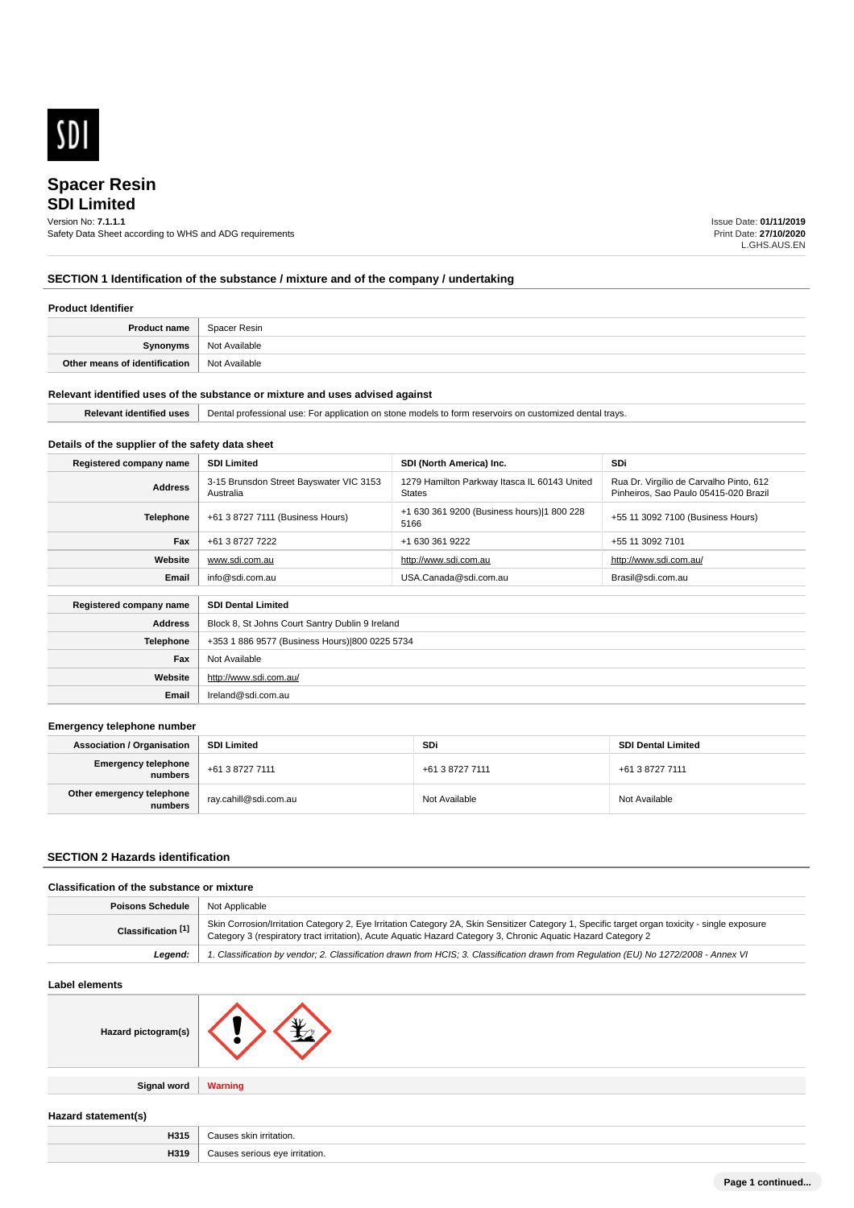SDI

# Spacer Resin
## SDI Limited

Version No: **7.1.1.1**
Safety Data Sheet according to WHS and ADG requirements

Issue Date: **01/11/2019**
Print Date: **27/10/2020**
L.GHS.AUS.EN

## SECTION 1 Identification of the substance / mixture and of the company / undertaking

### Product Identifier

| | |
|---|---|
| **Product name** | Spacer Resin |
| **Synonyms** | Not Available |
| **Other means of identification** | Not Available |

### Relevant identified uses of the substance or mixture and uses advised against

| | |
|---|---|
| **Relevant identified uses** | Dental professional use: For application on stone models to form reservoirs on customized dental trays. |

### Details of the supplier of the safety data sheet

| **Registered company name** | **SDI Limited** | **SDI (North America) Inc.** | **SDi** |
|---|---|---|---|
| **Address** | 3-15 Brunsdon Street Bayswater VIC 3153 Australia | 1279 Hamilton Parkway Itasca IL 60143 United States | Rua Dr. Virgílio de Carvalho Pinto, 612 Pinheiros, Sao Paulo 05415-020 Brazil |
| **Telephone** | +61 3 8727 7111 (Business Hours) | +1 630 361 9200 (Business hours)\|1 800 228 5166 | +55 11 3092 7100 (Business Hours) |
| **Fax** | +61 3 8727 7222 | +1 630 361 9222 | +55 11 3092 7101 |
| **Website** | www.sdi.com.au | http://www.sdi.com.au | http://www.sdi.com.au/ |
| **Email** | info@sdi.com.au | USA.Canada@sdi.com.au | Brasil@sdi.com.au |

| **Registered company name** | **SDI Dental Limited** |
|---|---|
| **Address** | Block 8, St Johns Court Santry Dublin 9 Ireland |
| **Telephone** | +353 1 886 9577 (Business Hours)\|800 0225 5734 |
| **Fax** | Not Available |
| **Website** | http://www.sdi.com.au/ |
| **Email** | Ireland@sdi.com.au |

### Emergency telephone number

| **Association / Organisation** | **SDI Limited** | **SDi** | **SDI Dental Limited** |
|---|---|---|---|
| **Emergency telephone numbers** | +61 3 8727 7111 | +61 3 8727 7111 | +61 3 8727 7111 |
| **Other emergency telephone numbers** | ray.cahill@sdi.com.au | Not Available | Not Available |

## SECTION 2 Hazards identification

### Classification of the substance or mixture

| | |
|---|---|
| **Poisons Schedule** | Not Applicable |
| **Classification [1]** | Skin Corrosion/Irritation Category 2, Eye Irritation Category 2A, Skin Sensitizer Category 1, Specific target organ toxicity - single exposure Category 3 (respiratory tract irritation), Acute Aquatic Hazard Category 3, Chronic Aquatic Hazard Category 2 |
| ***Legend:*** | *1. Classification by vendor; 2. Classification drawn from HCIS; 3. Classification drawn from Regulation (EU) No 1272/2008 - Annex VI* |

### Label elements

| | |
|---|---|
| **Hazard pictogram(s)** | |
| **Signal word** | **Warning** |

### Hazard statement(s)

| | |
|---|---|
| **H315** | Causes skin irritation. |
| **H319** | Causes serious eye irritation. |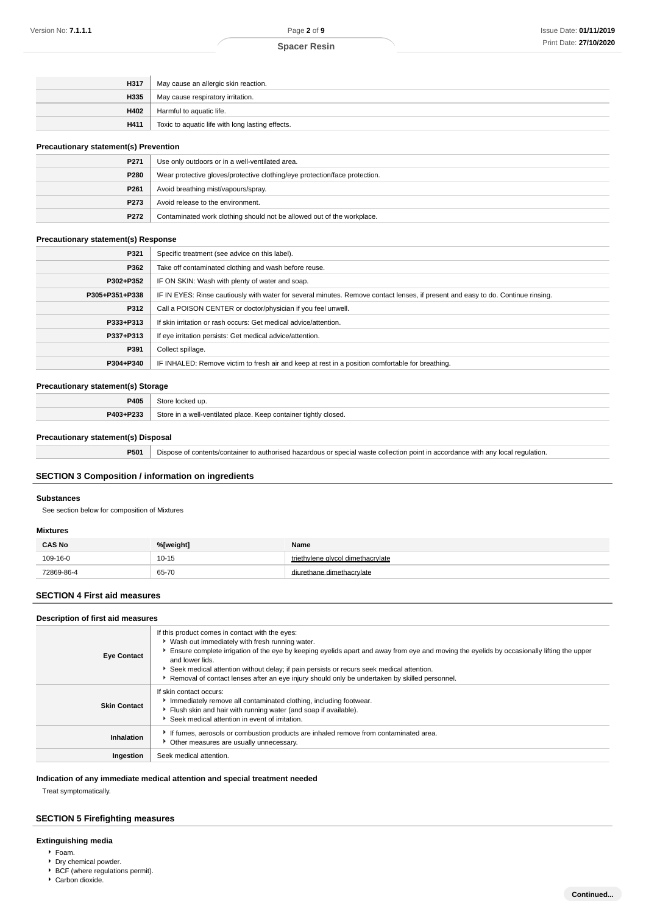| | |
|---|---|
| H317 | May cause an allergic skin reaction. |
| H335 | May cause respiratory irritation. |
| H402 | Harmful to aquatic life. |
| H411 | Toxic to aquatic life with long lasting effects. |

### Precautionary statement(s) Prevention

| | |
|---|---|
| P271 | Use only outdoors or in a well-ventilated area. |
| P280 | Wear protective gloves/protective clothing/eye protection/face protection. |
| P261 | Avoid breathing mist/vapours/spray. |
| P273 | Avoid release to the environment. |
| P272 | Contaminated work clothing should not be allowed out of the workplace. |

### Precautionary statement(s) Response

| | |
|---|---|
| P321 | Specific treatment (see advice on this label). |
| P362 | Take off contaminated clothing and wash before reuse. |
| P302+P352 | IF ON SKIN: Wash with plenty of water and soap. |
| P305+P351+P338 | IF IN EYES: Rinse cautiously with water for several minutes. Remove contact lenses, if present and easy to do. Continue rinsing. |
| P312 | Call a POISON CENTER or doctor/physician if you feel unwell. |
| P333+P313 | If skin irritation or rash occurs: Get medical advice/attention. |
| P337+P313 | If eye irritation persists: Get medical advice/attention. |
| P391 | Collect spillage. |
| P304+P340 | IF INHALED: Remove victim to fresh air and keep at rest in a position comfortable for breathing. |

### Precautionary statement(s) Storage

| | |
|---|---|
| P405 | Store locked up. |
| P403+P233 | Store in a well-ventilated place. Keep container tightly closed. |

### Precautionary statement(s) Disposal

| | |
|---|---|
| P501 | Dispose of contents/container to authorised hazardous or special waste collection point in accordance with any local regulation. |

## SECTION 3 Composition / information on ingredients

### Substances

See section below for composition of Mixtures

### Mixtures

| CAS No | %[weight] | Name |
|---|---|---|
| 109-16-0 | 10-15 | triethylene glycol dimethacrylate |
| 72869-86-4 | 65-70 | diurethane dimethacrylate |

## SECTION 4 First aid measures

### Description of first aid measures

| | |
|---|---|
| **Eye Contact** | If this product comes in contact with the eyes:<br>▸ Wash out immediately with fresh running water.<br>▸ Ensure complete irrigation of the eye by keeping eyelids apart and away from eye and moving the eyelids by occasionally lifting the upper and lower lids.<br>▸ Seek medical attention without delay; if pain persists or recurs seek medical attention.<br>▸ Removal of contact lenses after an eye injury should only be undertaken by skilled personnel. |
| **Skin Contact** | If skin contact occurs:<br>▸ Immediately remove all contaminated clothing, including footwear.<br>▸ Flush skin and hair with running water (and soap if available).<br>▸ Seek medical attention in event of irritation. |
| **Inhalation** | ▸ If fumes, aerosols or combustion products are inhaled remove from contaminated area.<br>▸ Other measures are usually unnecessary. |
| **Ingestion** | Seek medical attention. |

### Indication of any immediate medical attention and special treatment needed

Treat symptomatically.

## SECTION 5 Firefighting measures

### Extinguishing media

- Foam.
- Dry chemical powder.
- BCF (where regulations permit).
- Carbon dioxide.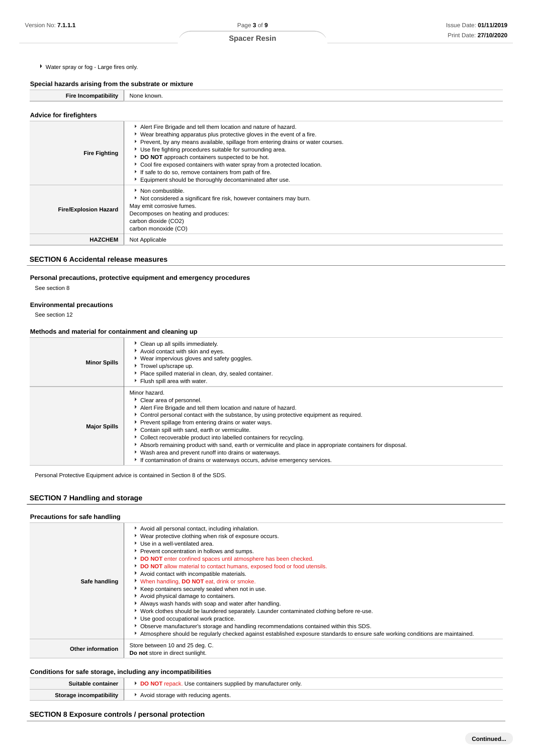- Water spray or fog - Large fires only.

### Special hazards arising from the substrate or mixture

| | |
|---|---|
| **Fire Incompatibility** | None known. |

### Advice for firefighters

| | |
|---|---|
| **Fire Fighting** | - Alert Fire Brigade and tell them location and nature of hazard.<br>- Wear breathing apparatus plus protective gloves in the event of a fire.<br>- Prevent, by any means available, spillage from entering drains or water courses.<br>- Use fire fighting procedures suitable for surrounding area.<br>- **DO NOT** approach containers suspected to be hot.<br>- Cool fire exposed containers with water spray from a protected location.<br>- If safe to do so, remove containers from path of fire.<br>- Equipment should be thoroughly decontaminated after use. |
| **Fire/Explosion Hazard** | - Non combustible.<br>- Not considered a significant fire risk, however containers may burn.<br>May emit corrosive fumes.<br>Decomposes on heating and produces:<br>carbon dioxide ($CO_2$)<br>carbon monoxide (CO) |
| **HAZCHEM** | Not Applicable |

## SECTION 6 Accidental release measures

### Personal precautions, protective equipment and emergency procedures

See section 8

### Environmental precautions

See section 12

### Methods and material for containment and cleaning up

| | |
|---|---|
| **Minor Spills** | - Clean up all spills immediately.<br>- Avoid contact with skin and eyes.<br>- Wear impervious gloves and safety goggles.<br>- Trowel up/scrape up.<br>- Place spilled material in clean, dry, sealed container.<br>- Flush spill area with water. |
| **Major Spills** | Minor hazard.<br>- Clear area of personnel.<br>- Alert Fire Brigade and tell them location and nature of hazard.<br>- Control personal contact with the substance, by using protective equipment as required.<br>- Prevent spillage from entering drains or water ways.<br>- Contain spill with sand, earth or vermiculite.<br>- Collect recoverable product into labelled containers for recycling.<br>- Absorb remaining product with sand, earth or vermiculite and place in appropriate containers for disposal.<br>- Wash area and prevent runoff into drains or waterways.<br>- If contamination of drains or waterways occurs, advise emergency services. |

Personal Protective Equipment advice is contained in Section 8 of the SDS.

## SECTION 7 Handling and storage

### Precautions for safe handling

| | |
|---|---|
| **Safe handling** | - Avoid all personal contact, including inhalation.<br>- Wear protective clothing when risk of exposure occurs.<br>- Use in a well-ventilated area.<br>- Prevent concentration in hollows and sumps.<br>- **DO NOT** enter confined spaces until atmosphere has been checked.<br>- **DO NOT** allow material to contact humans, exposed food or food utensils.<br>- Avoid contact with incompatible materials.<br>- When handling, **DO NOT** eat, drink or smoke.<br>- Keep containers securely sealed when not in use.<br>- Avoid physical damage to containers.<br>- Always wash hands with soap and water after handling.<br>- Work clothes should be laundered separately. Launder contaminated clothing before re-use.<br>- Use good occupational work practice.<br>- Observe manufacturer's storage and handling recommendations contained within this SDS.<br>- Atmosphere should be regularly checked against established exposure standards to ensure safe working conditions are maintained. |
| **Other information** | Store between 10 and 25 deg. C.<br>**Do not** store in direct sunlight. |

### Conditions for safe storage, including any incompatibilities

| | |
|---|---|
| **Suitable container** | - **DO NOT** repack. Use containers supplied by manufacturer only. |
| **Storage incompatibility** | - Avoid storage with reducing agents. |

## SECTION 8 Exposure controls / personal protection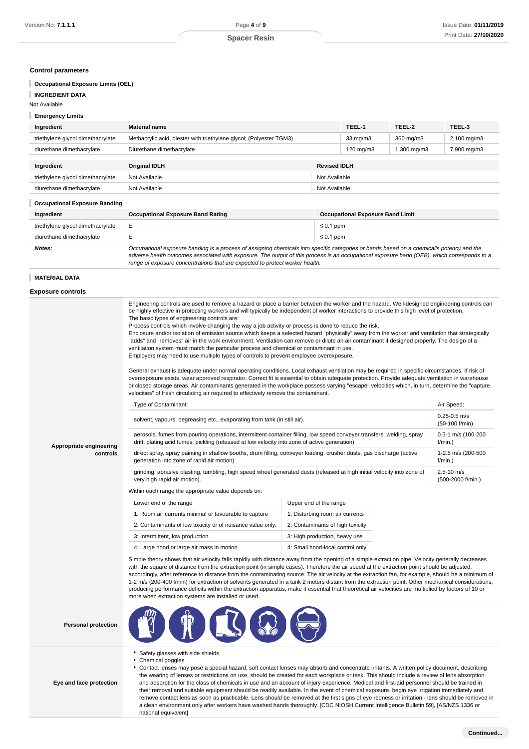## Control parameters

### Occupational Exposure Limits (OEL)

#### INGREDIENT DATA

Not Available

### Emergency Limits

| Ingredient | Material name | TEEL-1 | TEEL-2 | TEEL-3 |
|---|---|---|---|---|
| triethylene glycol dimethacrylate | Methacrylic acid, diester with triethylene glycol; (Polyester TGM3) | 33 mg/m3 | 360 mg/m3 | 2,100 mg/m3 |
| diurethane dimethacrylate | Diurethane dimethacrylate | 120 mg/m3 | 1,300 mg/m3 | 7,900 mg/m3 |

| Ingredient | Original IDLH | Revised IDLH |
|---|---|---|
| triethylene glycol dimethacrylate | Not Available | Not Available |
| diurethane dimethacrylate | Not Available | Not Available |

### Occupational Exposure Banding

| Ingredient | Occupational Exposure Band Rating | Occupational Exposure Band Limit |
|---|---|---|
| triethylene glycol dimethacrylate | E | ≤ 0.1 ppm |
| diurethane dimethacrylate | E | ≤ 0.1 ppm |
| ***Notes:*** | *Occupational exposure banding is a process of assigning chemicals into specific categories or bands based on a chemical's potency and the adverse health outcomes associated with exposure. The output of this process is an occupational exposure band (OEB), which corresponds to a range of exposure concentrations that are expected to protect worker health.* | |

#### MATERIAL DATA

## Exposure controls

**Appropriate engineering controls**

Engineering controls are used to remove a hazard or place a barrier between the worker and the hazard. Well-designed engineering controls can be highly effective in protecting workers and will typically be independent of worker interactions to provide this high level of protection.
The basic types of engineering controls are:
Process controls which involve changing the way a job activity or process is done to reduce the risk.
Enclosure and/or isolation of emission source which keeps a selected hazard "physically" away from the worker and ventilation that strategically "adds" and "removes" air in the work environment. Ventilation can remove or dilute an air contaminant if designed properly. The design of a ventilation system must match the particular process and chemical or contaminant in use.
Employers may need to use multiple types of controls to prevent employee overexposure.

General exhaust is adequate under normal operating conditions. Local exhaust ventilation may be required in specific circumstances. If risk of overexposure exists, wear approved respirator. Correct fit is essential to obtain adequate protection. Provide adequate ventilation in warehouse or closed storage areas. Air contaminants generated in the workplace possess varying "escape" velocities which, in turn, determine the "capture velocities" of fresh circulating air required to effectively remove the contaminant.

| Type of Contaminant: | Air Speed: |
|---|---|
| solvent, vapours, degreasing etc., evaporating from tank (in still air). | 0.25-0.5 m/s (50-100 f/min) |
| aerosols, fumes from pouring operations, intermittent container filling, low speed conveyer transfers, welding, spray drift, plating acid fumes, pickling (released at low velocity into zone of active generation) | 0.5-1 m/s (100-200 f/min.) |
| direct spray, spray painting in shallow booths, drum filling, conveyer loading, crusher dusts, gas discharge (active generation into zone of rapid air motion) | 1-2.5 m/s (200-500 f/min.) |
| grinding, abrasive blasting, tumbling, high speed wheel generated dusts (released at high initial velocity into zone of very high rapid air motion). | 2.5-10 m/s (500-2000 f/min.) |

Within each range the appropriate value depends on:

| Lower end of the range | Upper end of the range |
|---|---|
| 1: Room air currents minimal or favourable to capture | 1: Disturbing room air currents |
| 2: Contaminants of low toxicity or of nuisance value only. | 2: Contaminants of high toxicity |
| 3: Intermittent, low production. | 3: High production, heavy use |
| 4: Large hood or large air mass in motion | 4: Small hood-local control only |

Simple theory shows that air velocity falls rapidly with distance away from the opening of a simple extraction pipe. Velocity generally decreases with the square of distance from the extraction point (in simple cases). Therefore the air speed at the extraction point should be adjusted, accordingly, after reference to distance from the contaminating source. The air velocity at the extraction fan, for example, should be a minimum of 1-2 m/s (200-400 f/min) for extraction of solvents generated in a tank 2 meters distant from the extraction point. Other mechanical considerations, producing performance deficits within the extraction apparatus, make it essential that theoretical air velocities are multiplied by factors of 10 or more when extraction systems are installed or used.

**Personal protection**

**Eye and face protection**

- Safety glasses with side shields.
- Chemical goggles.
- Contact lenses may pose a special hazard; soft contact lenses may absorb and concentrate irritants. A written policy document, describing the wearing of lenses or restrictions on use, should be created for each workplace or task. This should include a review of lens absorption and adsorption for the class of chemicals in use and an account of injury experience. Medical and first-aid personnel should be trained in their removal and suitable equipment should be readily available. In the event of chemical exposure, begin eye irrigation immediately and remove contact lens as soon as practicable. Lens should be removed at the first signs of eye redness or irritation - lens should be removed in a clean environment only after workers have washed hands thoroughly. [CDC NIOSH Current Intelligence Bulletin 59], [AS/NZS 1336 or national equivalent]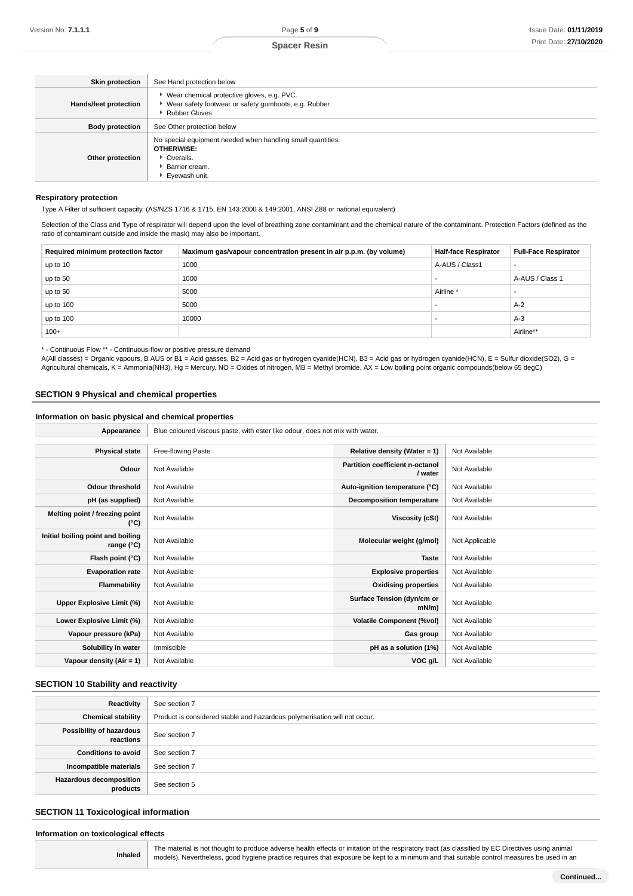| | |
|---|---|
| **Skin protection** | See Hand protection below |
| **Hands/feet protection** | ▸ Wear chemical protective gloves, e.g. PVC.<br>▸ Wear safety footwear or safety gumboots, e.g. Rubber<br>▸ Rubber Gloves |
| **Body protection** | See Other protection below |
| **Other protection** | No special equipment needed when handling small quantities.<br>**OTHERWISE:**<br>▸ Overalls.<br>▸ Barrier cream.<br>▸ Eyewash unit. |

### Respiratory protection

Type A Filter of sufficient capacity. (AS/NZS 1716 & 1715, EN 143:2000 & 149:2001, ANSI Z88 or national equivalent)

Selection of the Class and Type of respirator will depend upon the level of breathing zone contaminant and the chemical nature of the contaminant. Protection Factors (defined as the ratio of contaminant outside and inside the mask) may also be important.

| Required minimum protection factor | Maximum gas/vapour concentration present in air p.p.m. (by volume) | Half-face Respirator | Full-Face Respirator |
|---|---|---|---|
| up to 10 | 1000 | A-AUS / Class1 | - |
| up to 50 | 1000 | - | A-AUS / Class 1 |
| up to 50 | 5000 | Airline * | - |
| up to 100 | 5000 | - | A-2 |
| up to 100 | 10000 | - | A-3 |
| 100+ | | | Airline** |

\* - Continuous Flow ** - Continuous-flow or positive pressure demand
A(All classes) = Organic vapours, B AUS or B1 = Acid gasses, B2 = Acid gas or hydrogen cyanide(HCN), B3 = Acid gas or hydrogen cyanide(HCN), E = Sulfur dioxide($SO_2$), G = Agricultural chemicals, K = Ammonia($NH_3$), Hg = Mercury, NO = Oxides of nitrogen, MB = Methyl bromide, AX = Low boiling point organic compounds(below 65 degC)

## SECTION 9 Physical and chemical properties

### Information on basic physical and chemical properties

| | | | |
|---|---|---|---|
| **Appearance** | Blue coloured viscous paste, with ester like odour, does not mix with water. | | |
| **Physical state** | Free-flowing Paste | **Relative density (Water = 1)** | Not Available |
| **Odour** | Not Available | **Partition coefficient n-octanol / water** | Not Available |
| **Odour threshold** | Not Available | **Auto-ignition temperature (°C)** | Not Available |
| **pH (as supplied)** | Not Available | **Decomposition temperature** | Not Available |
| **Melting point / freezing point (°C)** | Not Available | **Viscosity (cSt)** | Not Available |
| **Initial boiling point and boiling range (°C)** | Not Available | **Molecular weight (g/mol)** | Not Applicable |
| **Flash point (°C)** | Not Available | **Taste** | Not Available |
| **Evaporation rate** | Not Available | **Explosive properties** | Not Available |
| **Flammability** | Not Available | **Oxidising properties** | Not Available |
| **Upper Explosive Limit (%)** | Not Available | **Surface Tension (dyn/cm or mN/m)** | Not Available |
| **Lower Explosive Limit (%)** | Not Available | **Volatile Component (%vol)** | Not Available |
| **Vapour pressure (kPa)** | Not Available | **Gas group** | Not Available |
| **Solubility in water** | Immiscible | **pH as a solution (1%)** | Not Available |
| **Vapour density (Air = 1)** | Not Available | **VOC g/L** | Not Available |

## SECTION 10 Stability and reactivity

| | |
|---|---|
| **Reactivity** | See section 7 |
| **Chemical stability** | Product is considered stable and hazardous polymerisation will not occur. |
| **Possibility of hazardous reactions** | See section 7 |
| **Conditions to avoid** | See section 7 |
| **Incompatible materials** | See section 7 |
| **Hazardous decomposition products** | See section 5 |

## SECTION 11 Toxicological information

### Information on toxicological effects

| | |
|---|---|
| **Inhaled** | The material is not thought to produce adverse health effects or irritation of the respiratory tract (as classified by EC Directives using animal models). Nevertheless, good hygiene practice requires that exposure be kept to a minimum and that suitable control measures be used in an |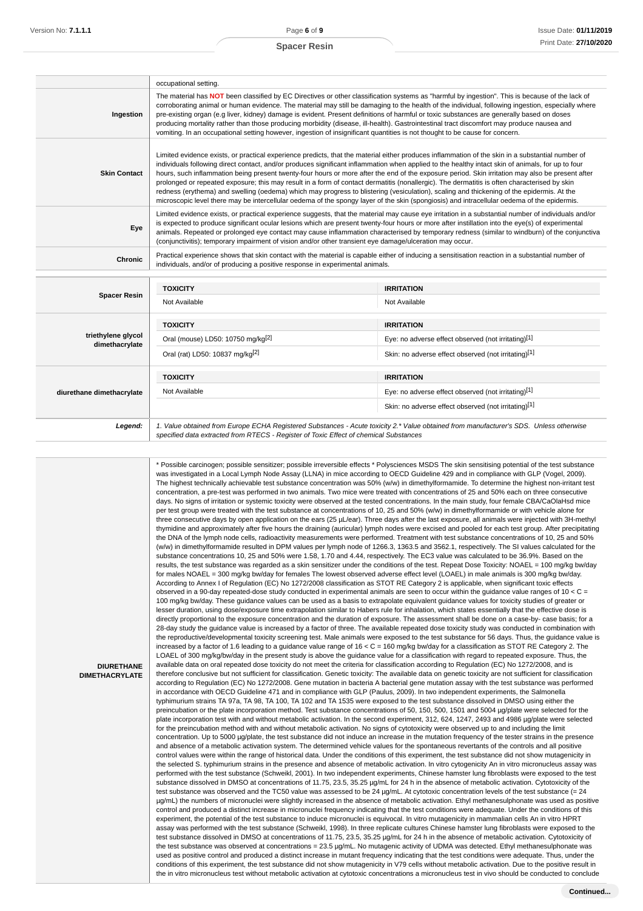| | |
|---|---|
| | occupational setting. |
| **Ingestion** | The material has **NOT** been classified by EC Directives or other classification systems as "harmful by ingestion". This is because of the lack of corroborating animal or human evidence. The material may still be damaging to the health of the individual, following ingestion, especially where pre-existing organ (e.g liver, kidney) damage is evident. Present definitions of harmful or toxic substances are generally based on doses producing mortality rather than those producing morbidity (disease, ill-health). Gastrointestinal tract discomfort may produce nausea and vomiting. In an occupational setting however, ingestion of insignificant quantities is not thought to be cause for concern. |
| **Skin Contact** | Limited evidence exists, or practical experience predicts, that the material either produces inflammation of the skin in a substantial number of individuals following direct contact, and/or produces significant inflammation when applied to the healthy intact skin of animals, for up to four hours, such inflammation being present twenty-four hours or more after the end of the exposure period. Skin irritation may also be present after prolonged or repeated exposure; this may result in a form of contact dermatitis (nonallergic). The dermatitis is often characterised by skin redness (erythema) and swelling (oedema) which may progress to blistering (vesiculation), scaling and thickening of the epidermis. At the microscopic level there may be intercellular oedema of the spongy layer of the skin (spongiosis) and intracellular oedema of the epidermis. |
| **Eye** | Limited evidence exists, or practical experience suggests, that the material may cause eye irritation in a substantial number of individuals and/or is expected to produce significant ocular lesions which are present twenty-four hours or more after instillation into the eye(s) of experimental animals. Repeated or prolonged eye contact may cause inflammation characterised by temporary redness (similar to windburn) of the conjunctiva (conjunctivitis); temporary impairment of vision and/or other transient eye damage/ulceration may occur. |
| **Chronic** | Practical experience shows that skin contact with the material is capable either of inducing a sensitisation reaction in a substantial number of individuals, and/or of producing a positive response in experimental animals. |

| | TOXICITY | IRRITATION |
|---|---|---|
| **Spacer Resin** | Not Available | Not Available |
| **triethylene glycol dimethacrylate** | Oral (mouse) LD50: 10750 mg/kg[2] | Eye: no adverse effect observed (not irritating)[1] |
| | Oral (rat) LD50: 10837 mg/kg[2] | Skin: no adverse effect observed (not irritating)[1] |
| **diurethane dimethacrylate** | Not Available | Eye: no adverse effect observed (not irritating)[1] |
| | | Skin: no adverse effect observed (not irritating)[1] |
| ***Legend:*** | *1. Value obtained from Europe ECHA Registered Substances - Acute toxicity 2.* Value obtained from manufacturer's SDS. Unless otherwise specified data extracted from RTECS - Register of Toxic Effect of chemical Substances* | |

| | |
|---|---|
| **DIURETHANE DIMETHACRYLATE** | * Possible carcinogen; possible sensitizer; possible irreversible effects * Polysciences MSDS The skin sensitising potential of the test substance was investigated in a Local Lymph Node Assay (LLNA) in mice according to OECD Guideline 429 and in compliance with GLP (Vogel, 2009). The highest technically achievable test substance concentration was 50% (w/w) in dimethylformamide. To determine the highest non-irritant test concentration, a pre-test was performed in two animals. Two mice were treated with concentrations of 25 and 50% each on three consecutive days. No signs of irritation or systemic toxicity were observed at the tested concentrations. In the main study, four female CBA/CaOlaHsd mice per test group were treated with the test substance at concentrations of 10, 25 and 50% (w/w) in dimethylformamide or with vehicle alone for three consecutive days by open application on the ears (25 µL/ear). Three days after the last exposure, all animals were injected with 3H-methyl thymidine and approximately after five hours the draining (auricular) lymph nodes were excised and pooled for each test group. After precipitating the DNA of the lymph node cells, radioactivity measurements were performed. Treatment with test substance concentrations of 10, 25 and 50% (w/w) in dimethylformamide resulted in DPM values per lymph node of 1266.3, 1363.5 and 3562.1, respectively. The SI values calculated for the substance concentrations 10, 25 and 50% were 1.58, 1.70 and 4.44, respectively. The EC3 value was calculated to be 36.9%. Based on the results, the test substance was regarded as a skin sensitizer under the conditions of the test. Repeat Dose Toxicity: NOAEL = 100 mg/kg bw/day for males NOAEL = 300 mg/kg bw/day for females The lowest observed adverse effect level (LOAEL) in male animals is 300 mg/kg bw/day. According to Annex I of Regulation (EC) No 1272/2008 classification as STOT RE Category 2 is applicable, when significant toxic effects observed in a 90-day repeated-dose study conducted in experimental animals are seen to occur within the guidance value ranges of 10 < C = 100 mg/kg bw/day. These guidance values can be used as a basis to extrapolate equivalent guidance values for toxicity studies of greater or lesser duration, using dose/exposure time extrapolation similar to Habers rule for inhalation, which states essentially that the effective dose is directly proportional to the exposure concentration and the duration of exposure. The assessment shall be done on a case-by- case basis; for a 28-day study the guidance value is increased by a factor of three. The available repeated dose toxicity study was conducted in combination with the reproductive/developmental toxicity screening test. Male animals were exposed to the test substance for 56 days. Thus, the guidance value is increased by a factor of 1.6 leading to a guidance value range of 16 < C = 160 mg/kg bw/day for a classification as STOT RE Category 2. The LOAEL of 300 mg/kg/bw/day in the present study is above the guidance value for a classification with regard to repeated exposure. Thus, the available data on oral repeated dose toxicity do not meet the criteria for classification according to Regulation (EC) No 1272/2008, and is therefore conclusive but not sufficient for classification. Genetic toxicity: The available data on genetic toxicity are not sufficient for classification according to Regulation (EC) No 1272/2008. Gene mutation in bacteria A bacterial gene mutation assay with the test substance was performed in accordance with OECD Guideline 471 and in compliance with GLP (Paulus, 2009). In two independent experiments, the Salmonella typhimurium strains TA 97a, TA 98, TA 100, TA 102 and TA 1535 were exposed to the test substance dissolved in DMSO using either the preincubation or the plate incorporation method. Test substance concentrations of 50, 150, 500, 1501 and 5004 µg/plate were selected for the plate incorporation test with and without metabolic activation. In the second experiment, 312, 624, 1247, 2493 and 4986 µg/plate were selected for the preincubation method with and without metabolic activation. No signs of cytotoxicity were observed up to and including the limit concentration. Up to 5000 µg/plate, the test substance did not induce an increase in the mutation frequency of the tester strains in the presence and absence of a metabolic activation system. The determined vehicle values for the spontaneous revertants of the controls and all positive control values were within the range of historical data. Under the conditions of this experiment, the test substance did not show mutagenicity in the selected S. typhimurium strains in the presence and absence of metabolic activation. In vitro cytogenicity An in vitro micronucleus assay was performed with the test substance (Schweikl, 2001). In two independent experiments, Chinese hamster lung fibroblasts were exposed to the test substance dissolved in DMSO at concentrations of 11.75, 23.5, 35.25 µg/mL for 24 h in the absence of metabolic activation. Cytotoxicity of the test substance was observed and the TC50 value was assessed to be 24 µg/mL. At cytotoxic concentration levels of the test substance (= 24 µg/mL) the numbers of micronuclei were slightly increased in the absence of metabolic activation. Ethyl methanesulphonate was used as positive control and produced a distinct increase in micronuclei frequency indicating that the test conditions were adequate. Under the conditions of this experiment, the potential of the test substance to induce micronuclei is equivocal. In vitro mutagenicity in mammalian cells An in vitro HPRT assay was performed with the test substance (Schweikl, 1998). In three replicate cultures Chinese hamster lung fibroblasts were exposed to the test substance dissolved in DMSO at concentrations of 11.75, 23.5, 35.25 µg/mL for 24 h in the absence of metabolic activation. Cytotoxicity of the test substance was observed at concentrations = 23.5 µg/mL. No mutagenic activity of UDMA was detected. Ethyl methanesulphonate was used as positive control and produced a distinct increase in mutant frequency indicating that the test conditions were adequate. Thus, under the conditions of this experiment, the test substance did not show mutagenicity in V79 cells without metabolic activation. Due to the positive result in the in vitro micronucleus test without metabolic activation at cytotoxic concentrations a micronucleus test in vivo should be conducted to conclude |

**Continued...**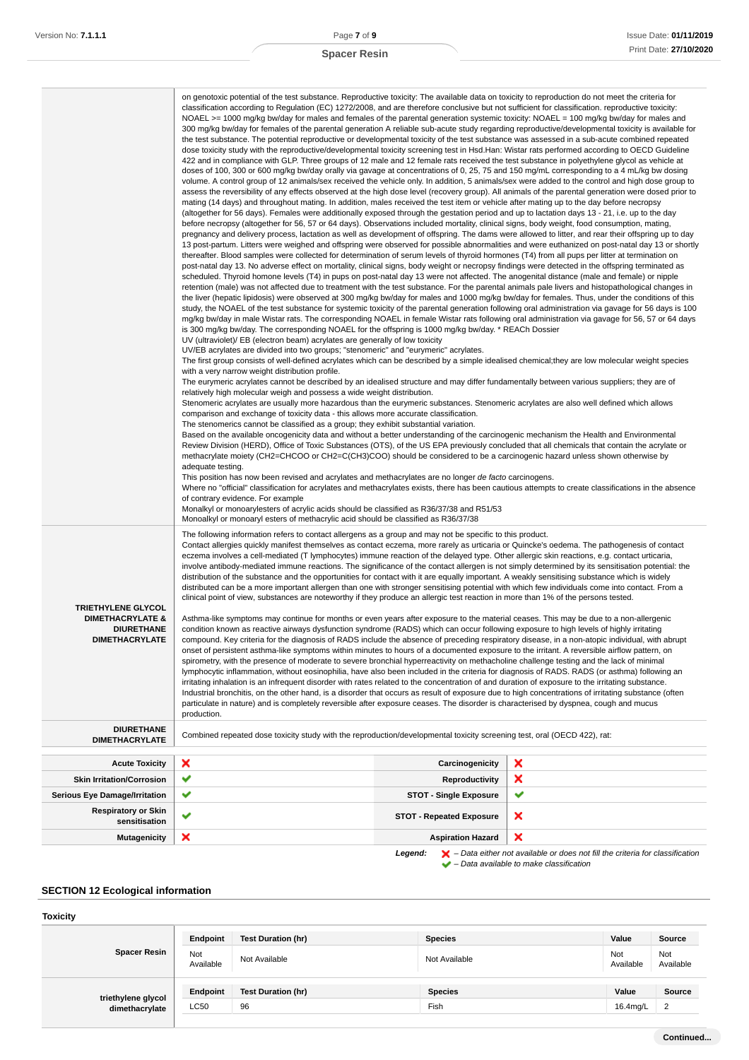| | |
|---|---|
| | on genotoxic potential of the test substance. Reproductive toxicity: The available data on toxicity to reproduction do not meet the criteria for classification according to Regulation (EC) 1272/2008, and are therefore conclusive but not sufficient for classification. reproductive toxicity: NOAEL >= 1000 mg/kg bw/day for males and females of the parental generation systemic toxicity: NOAEL = 100 mg/kg bw/day for males and 300 mg/kg bw/day for females of the parental generation A reliable sub-acute study regarding reproductive/developmental toxicity is available for the test substance. The potential reproductive or developmental toxicity of the test substance was assessed in a sub-acute combined repeated dose toxicity study with the reproductive/developmental toxicity screening test in Hsd.Han: Wistar rats performed according to OECD Guideline 422 and in compliance with GLP. Three groups of 12 male and 12 female rats received the test substance in polyethylene glycol as vehicle at doses of 100, 300 or 600 mg/kg bw/day orally via gavage at concentrations of 0, 25, 75 and 150 mg/mL corresponding to a 4 mL/kg bw dosing volume. A control group of 12 animals/sex received the vehicle only. In addition, 5 animals/sex were added to the control and high dose group to assess the reversibility of any effects observed at the high dose level (recovery group). All animals of the parental generation were dosed prior to mating (14 days) and throughout mating. In addition, males received the test item or vehicle after mating up to the day before necropsy (altogether for 56 days). Females were additionally exposed through the gestation period and up to lactation days 13 - 21, i.e. up to the day before necropsy (altogether for 56, 57 or 64 days). Observations included mortality, clinical signs, body weight, food consumption, mating, pregnancy and delivery process, lactation as well as development of offspring. The dams were allowed to litter, and rear their offspring up to day 13 post-partum. Litters were weighed and offspring were observed for possible abnormalities and were euthanized on post-natal day 13 or shortly thereafter. Blood samples were collected for determination of serum levels of thyroid hormones (T4) from all pups per litter at termination on post-natal day 13. No adverse effect on mortality, clinical signs, body weight or necropsy findings were detected in the offspring terminated as scheduled. Thyroid homone levels (T4) in pups on post-natal day 13 were not affected. The anogenital distance (male and female) or nipple retention (male) was not affected due to treatment with the test substance. For the parental animals pale livers and histopathological changes in the liver (hepatic lipidosis) were observed at 300 mg/kg bw/day for males and 1000 mg/kg bw/day for females. Thus, under the conditions of this study, the NOAEL of the test substance for systemic toxicity of the parental generation following oral administration via gavage for 56 days is 100 mg/kg bw/day in male Wistar rats. The corresponding NOAEL in female Wistar rats following oral administration via gavage for 56, 57 or 64 days is 300 mg/kg bw/day. The corresponding NOAEL for the offspring is 1000 mg/kg bw/day. * REACh Dossier<br>UV (ultraviolet)/ EB (electron beam) acrylates are generally of low toxicity<br>UV/EB acrylates are divided into two groups; "stenomeric" and "eurymeric" acrylates.<br>The first group consists of well-defined acrylates which can be described by a simple idealised chemical;they are low molecular weight species with a very narrow weight distribution profile.<br>The eurymeric acrylates cannot be described by an idealised structure and may differ fundamentally between various suppliers; they are of relatively high molecular weigh and possess a wide weight distribution.<br>Stenomeric acrylates are usually more hazardous than the eurymeric substances. Stenomeric acrylates are also well defined which allows comparison and exchange of toxicity data - this allows more accurate classification.<br>The stenomerics cannot be classified as a group; they exhibit substantial variation.<br>Based on the available oncogenicity data and without a better understanding of the carcinogenic mechanism the Health and Environmental Review Division (HERD), Office of Toxic Substances (OTS), of the US EPA previously concluded that all chemicals that contain the acrylate or methacrylate moiety (CH2=CHCOO or CH2=C(CH3)COO) should be considered to be a carcinogenic hazard unless shown otherwise by adequate testing.<br>This position has now been revised and acrylates and methacrylates are no longer *de facto* carcinogens.<br>Where no "official" classification for acrylates and methacrylates exists, there has been cautious attempts to create classifications in the absence of contrary evidence. For example<br>Monalkyl or monoarylesters of acrylic acids should be classified as R36/37/38 and R51/53<br>Monoalkyl or monoaryl esters of methacrylic acid should be classified as R36/37/38 |
| **TRIETHYLENE GLYCOL DIMETHACRYLATE & DIURETHANE DIMETHACRYLATE** | The following information refers to contact allergens as a group and may not be specific to this product.<br>Contact allergies quickly manifest themselves as contact eczema, more rarely as urticaria or Quincke's oedema. The pathogenesis of contact eczema involves a cell-mediated (T lymphocytes) immune reaction of the delayed type. Other allergic skin reactions, e.g. contact urticaria, involve antibody-mediated immune reactions. The significance of the contact allergen is not simply determined by its sensitisation potential: the distribution of the substance and the opportunities for contact with it are equally important. A weakly sensitising substance which is widely distributed can be a more important allergen than one with stronger sensitising potential with which few individuals come into contact. From a clinical point of view, substances are noteworthy if they produce an allergic test reaction in more than 1% of the persons tested.<br><br>Asthma-like symptoms may continue for months or even years after exposure to the material ceases. This may be due to a non-allergenic condition known as reactive airways dysfunction syndrome (RADS) which can occur following exposure to high levels of highly irritating compound. Key criteria for the diagnosis of RADS include the absence of preceding respiratory disease, in a non-atopic individual, with abrupt onset of persistent asthma-like symptoms within minutes to hours of a documented exposure to the irritant. A reversible airflow pattern, on spirometry, with the presence of moderate to severe bronchial hyperreactivity on methacholine challenge testing and the lack of minimal lymphocytic inflammation, without eosinophilia, have also been included in the criteria for diagnosis of RADS. RADS (or asthma) following an irritating inhalation is an infrequent disorder with rates related to the concentration of and duration of exposure to the irritating substance. Industrial bronchitis, on the other hand, is a disorder that occurs as result of exposure due to high concentrations of irritating substance (often particulate in nature) and is completely reversible after exposure ceases. The disorder is characterised by dyspnea, cough and mucus production. |
| **DIURETHANE DIMETHACRYLATE** | Combined repeated dose toxicity study with the reproduction/developmental toxicity screening test, oral (OECD 422), rat: |

| | | | |
|---|---|---|---|
| **Acute Toxicity** | ✘ | **Carcinogenicity** | ✘ |
| **Skin Irritation/Corrosion** | ✔ | **Reproductivity** | ✘ |
| **Serious Eye Damage/Irritation** | ✔ | **STOT - Single Exposure** | ✔ |
| **Respiratory or Skin sensitisation** | ✔ | **STOT - Repeated Exposure** | ✘ |
| **Mutagenicity** | ✘ | **Aspiration Hazard** | ✘ |

***Legend:*** ✘ *– Data either not available or does not fill the criteria for classification*
✔ *– Data available to make classification*

## SECTION 12 Ecological information

### Toxicity

| | Endpoint | Test Duration (hr) | Species | Value | Source |
|---|---|---|---|---|---|
| **Spacer Resin** | Not Available | Not Available | Not Available | Not Available | Not Available |
| **triethylene glycol dimethacrylate** | **Endpoint** | **Test Duration (hr)** | **Species** | **Value** | **Source** |
| | LC50 | 96 | Fish | 16.4mg/L | 2 |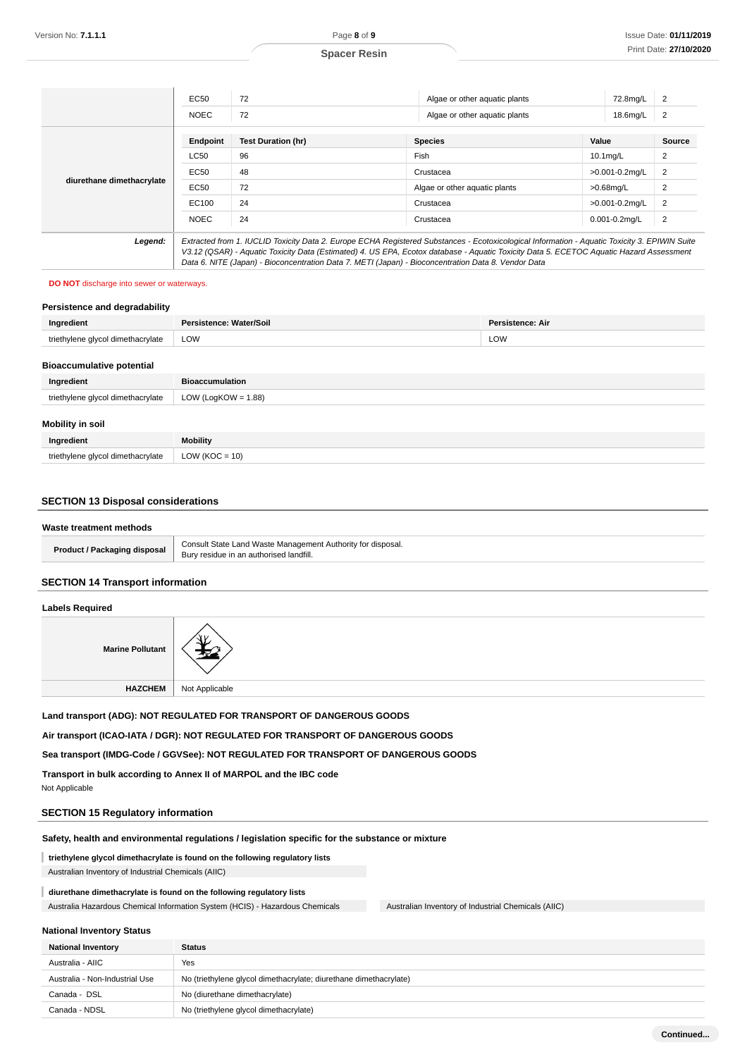| | Endpoint | Test Duration (hr) | Species | Value | Source |
|---|---|---|---|---|---|
| | EC50 | 72 | Algae or other aquatic plants | 72.8mg/L | 2 |
| | NOEC | 72 | Algae or other aquatic plants | 18.6mg/L | 2 |

| diurethane dimethacrylate | Endpoint | Test Duration (hr) | Species | Value | Source |
|---|---|---|---|---|---|
| | LC50 | 96 | Fish | 10.1mg/L | 2 |
| | EC50 | 48 | Crustacea | >0.001-0.2mg/L | 2 |
| | EC50 | 72 | Algae or other aquatic plants | >0.68mg/L | 2 |
| | EC100 | 24 | Crustacea | >0.001-0.2mg/L | 2 |
| | NOEC | 24 | Crustacea | 0.001-0.2mg/L | 2 |

***Legend:*** *Extracted from 1. IUCLID Toxicity Data 2. Europe ECHA Registered Substances - Ecotoxicological Information - Aquatic Toxicity 3. EPIWIN Suite V3.12 (QSAR) - Aquatic Toxicity Data (Estimated) 4. US EPA, Ecotox database - Aquatic Toxicity Data 5. ECETOC Aquatic Hazard Assessment Data 6. NITE (Japan) - Bioconcentration Data 7. METI (Japan) - Bioconcentration Data 8. Vendor Data*

**DO NOT** discharge into sewer or waterways.

### Persistence and degradability

| Ingredient | Persistence: Water/Soil | Persistence: Air |
|---|---|---|
| triethylene glycol dimethacrylate | LOW | LOW |

### Bioaccumulative potential

| Ingredient | Bioaccumulation |
|---|---|
| triethylene glycol dimethacrylate | LOW (LogKOW = 1.88) |

### Mobility in soil

| Ingredient | Mobility |
|---|---|
| triethylene glycol dimethacrylate | LOW (KOC = 10) |

## SECTION 13 Disposal considerations

### Waste treatment methods

| | |
|---|---|
| **Product / Packaging disposal** | Consult State Land Waste Management Authority for disposal.<br>Bury residue in an authorised landfill. |

## SECTION 14 Transport information

### Labels Required

| | |
|---|---|
| **Marine Pollutant** | |
| **HAZCHEM** | Not Applicable |

**Land transport (ADG): NOT REGULATED FOR TRANSPORT OF DANGEROUS GOODS**

**Air transport (ICAO-IATA / DGR): NOT REGULATED FOR TRANSPORT OF DANGEROUS GOODS**

**Sea transport (IMDG-Code / GGVSee): NOT REGULATED FOR TRANSPORT OF DANGEROUS GOODS**

**Transport in bulk according to Annex II of MARPOL and the IBC code**

Not Applicable

## SECTION 15 Regulatory information

### Safety, health and environmental regulations / legislation specific for the substance or mixture

**triethylene glycol dimethacrylate is found on the following regulatory lists**

Australian Inventory of Industrial Chemicals (AIIC)

**diurethane dimethacrylate is found on the following regulatory lists**

Australia Hazardous Chemical Information System (HCIS) - Hazardous Chemicals

Australian Inventory of Industrial Chemicals (AIIC)

### National Inventory Status

| National Inventory | Status |
|---|---|
| Australia - AIIC | Yes |
| Australia - Non-Industrial Use | No (triethylene glycol dimethacrylate; diurethane dimethacrylate) |
| Canada - DSL | No (diurethane dimethacrylate) |
| Canada - NDSL | No (triethylene glycol dimethacrylate) |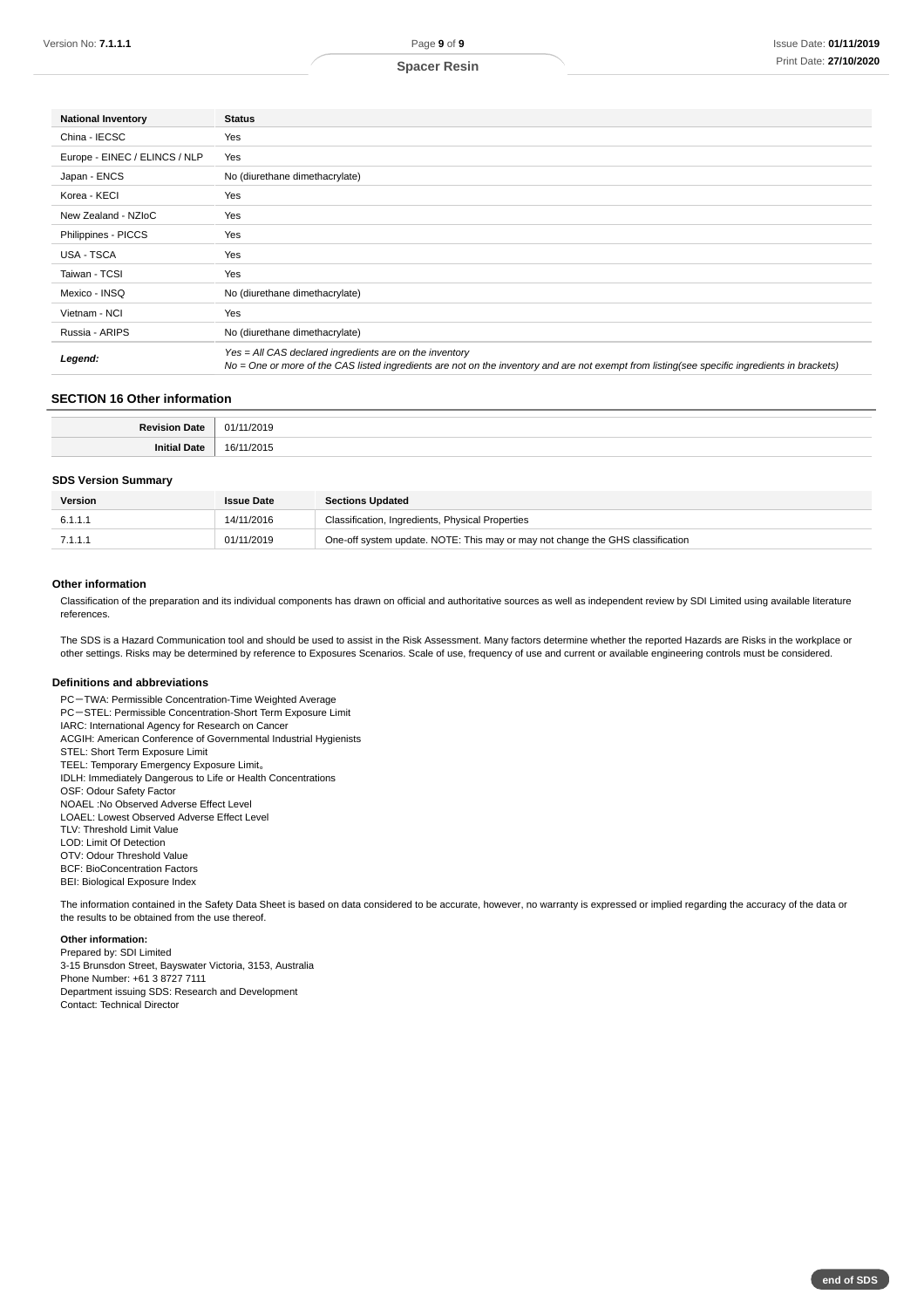| National Inventory | Status |
|---|---|
| China - IECSC | Yes |
| Europe - EINEC / ELINCS / NLP | Yes |
| Japan - ENCS | No (diurethane dimethacrylate) |
| Korea - KECI | Yes |
| New Zealand - NZIoC | Yes |
| Philippines - PICCS | Yes |
| USA - TSCA | Yes |
| Taiwan - TCSI | Yes |
| Mexico - INSQ | No (diurethane dimethacrylate) |
| Vietnam - NCI | Yes |
| Russia - ARIPS | No (diurethane dimethacrylate) |
| ***Legend:*** | *Yes = All CAS declared ingredients are on the inventory*<br>*No = One or more of the CAS listed ingredients are not on the inventory and are not exempt from listing(see specific ingredients in brackets)* |

## SECTION 16 Other information

| | |
|---|---|
| **Revision Date** | 01/11/2019 |
| **Initial Date** | 16/11/2015 |

### SDS Version Summary

| Version | Issue Date | Sections Updated |
|---|---|---|
| 6.1.1.1 | 14/11/2016 | Classification, Ingredients, Physical Properties |
| 7.1.1.1 | 01/11/2019 | One-off system update. NOTE: This may or may not change the GHS classification |

### Other information

Classification of the preparation and its individual components has drawn on official and authoritative sources as well as independent review by SDI Limited using available literature references.

The SDS is a Hazard Communication tool and should be used to assist in the Risk Assessment. Many factors determine whether the reported Hazards are Risks in the workplace or other settings. Risks may be determined by reference to Exposures Scenarios. Scale of use, frequency of use and current or available engineering controls must be considered.

### Definitions and abbreviations

PC－TWA: Permissible Concentration-Time Weighted Average
PC－STEL: Permissible Concentration-Short Term Exposure Limit
IARC: International Agency for Research on Cancer
ACGIH: American Conference of Governmental Industrial Hygienists
STEL: Short Term Exposure Limit
TEEL: Temporary Emergency Exposure Limit。
IDLH: Immediately Dangerous to Life or Health Concentrations
OSF: Odour Safety Factor
NOAEL :No Observed Adverse Effect Level
LOAEL: Lowest Observed Adverse Effect Level
TLV: Threshold Limit Value
LOD: Limit Of Detection
OTV: Odour Threshold Value
BCF: BioConcentration Factors
BEI: Biological Exposure Index

The information contained in the Safety Data Sheet is based on data considered to be accurate, however, no warranty is expressed or implied regarding the accuracy of the data or the results to be obtained from the use thereof.

**Other information:**
Prepared by: SDI Limited
3-15 Brunsdon Street, Bayswater Victoria, 3153, Australia
Phone Number: +61 3 8727 7111
Department issuing SDS: Research and Development
Contact: Technical Director

**end of SDS**